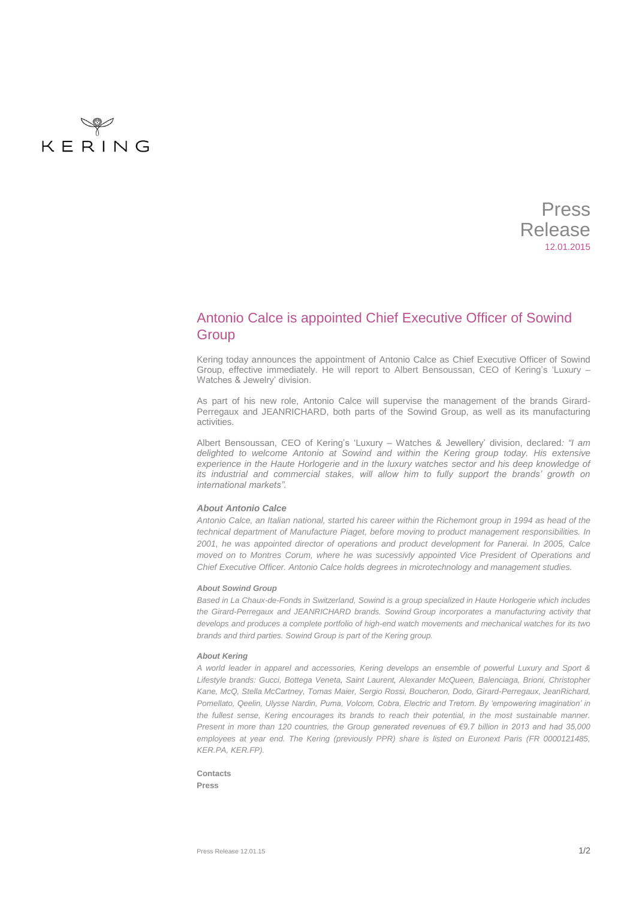KERING

Press Release
12.01.2015

# Antonio Calce is appointed Chief Executive Officer of Sowind Group

Kering today announces the appointment of Antonio Calce as Chief Executive Officer of Sowind Group, effective immediately. He will report to Albert Bensoussan, CEO of Kering's 'Luxury – Watches & Jewelry' division.

As part of his new role, Antonio Calce will supervise the management of the brands Girard-Perregaux and JEANRICHARD, both parts of the Sowind Group, as well as its manufacturing activities.

Albert Bensoussan, CEO of Kering's 'Luxury – Watches & Jewellery' division, declared*: "I am delighted to welcome Antonio at Sowind and within the Kering group today. His extensive experience in the Haute Horlogerie and in the luxury watches sector and his deep knowledge of its industrial and commercial stakes, will allow him to fully support the brands' growth on international markets".*

***About Antonio Calce***

*Antonio Calce, an Italian national, started his career within the Richemont group in 1994 as head of the technical department of Manufacture Piaget, before moving to product management responsibilities. In 2001, he was appointed director of operations and product development for Panerai. In 2005, Calce moved on to Montres Corum, where he was sucessivly appointed Vice President of Operations and Chief Executive Officer. Antonio Calce holds degrees in microtechnology and management studies.*

***About Sowind Group***

*Based in La Chaux-de-Fonds in Switzerland, Sowind is a group specialized in Haute Horlogerie which includes the Girard-Perregaux and JEANRICHARD brands. Sowind Group incorporates a manufacturing activity that develops and produces a complete portfolio of high-end watch movements and mechanical watches for its two brands and third parties. Sowind Group is part of the Kering group.*

***About Kering***

*A world leader in apparel and accessories, Kering develops an ensemble of powerful Luxury and Sport & Lifestyle brands: Gucci, Bottega Veneta, Saint Laurent, Alexander McQueen, Balenciaga, Brioni, Christopher Kane, McQ, Stella McCartney, Tomas Maier, Sergio Rossi, Boucheron, Dodo, Girard-Perregaux, JeanRichard, Pomellato, Qeelin, Ulysse Nardin, Puma, Volcom, Cobra, Electric and Tretorn. By 'empowering imagination' in the fullest sense, Kering encourages its brands to reach their potential, in the most sustainable manner. Present in more than 120 countries, the Group generated revenues of €9.7 billion in 2013 and had 35,000 employees at year end. The Kering (previously PPR) share is listed on Euronext Paris (FR 0000121485, KER.PA, KER.FP).*

**Contacts**

**Press**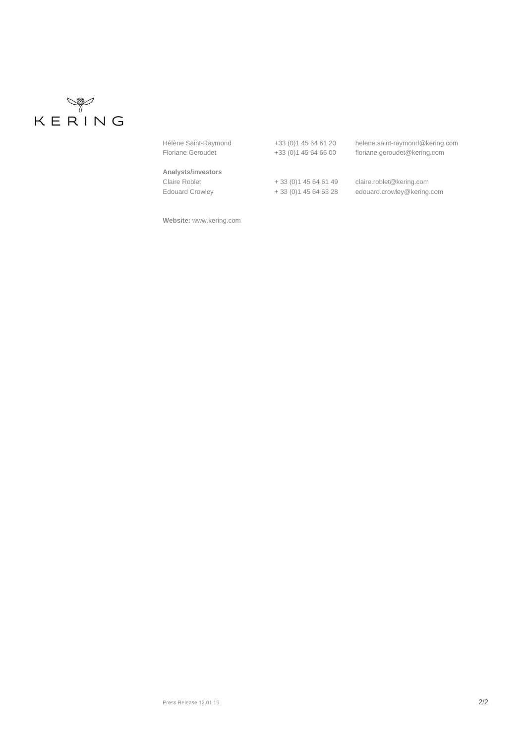KERING

| | | |
|---|---|---|
| Hélène Saint-Raymond | +33 (0)1 45 64 61 20 | helene.saint-raymond@kering.com |
| Floriane Geroudet | +33 (0)1 45 64 66 00 | floriane.geroudet@kering.com |
| **Analysts/investors** | | |
| Claire Roblet | + 33 (0)1 45 64 61 49 | claire.roblet@kering.com |
| Edouard Crowley | + 33 (0)1 45 64 63 28 | edouard.crowley@kering.com |

**Website:** www.kering.com

Press Release 12.01.15